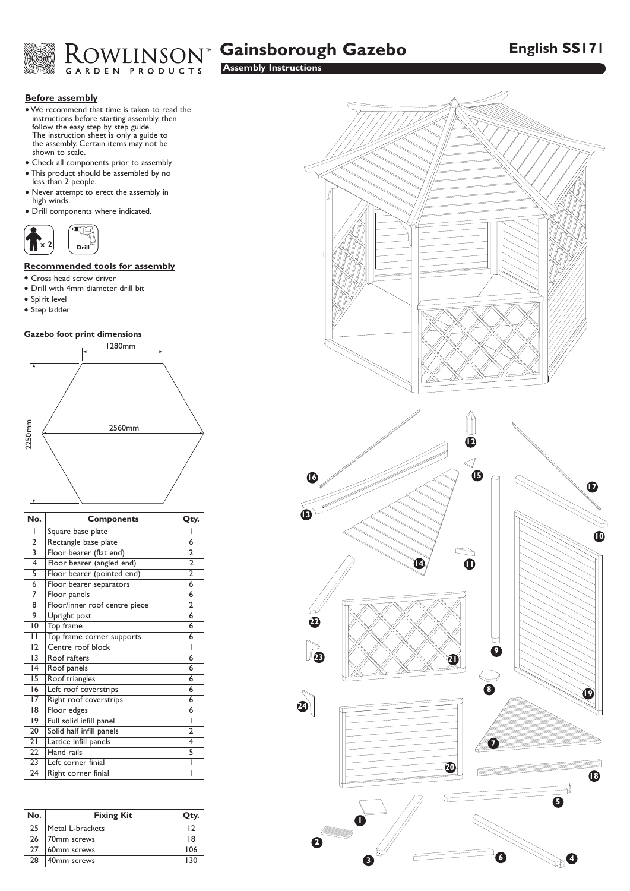# Gainsborough Gazebo

**English SS171**

**Assembly Instructions**

## Before assembly

- We recommend that time is taken to read the instructions before starting assembly, then follow the easy step by step guide. The instruction sheet is only a guide to the assembly. Certain items may not be shown to scale.
- Check all components prior to assembly
- This product should be assembled by no less than 2 people.
- Never attempt to erect the assembly in high winds.
- Drill components where indicated.

x 2 Drill

## Recommended tools for assembly

- Cross head screw driver
- Drill with 4mm diameter drill bit
- Spirit level
- Step ladder

### Gazebo foot print dimensions

1280mm

2560mm

2250mm

| No. | Components | Qty. |
|---|---|---|
| 1 | Square base plate | 1 |
| 2 | Rectangle base plate | 6 |
| 3 | Floor bearer (flat end) | 2 |
| 4 | Floor bearer (angled end) | 2 |
| 5 | Floor bearer (pointed end) | 2 |
| 6 | Floor bearer separators | 6 |
| 7 | Floor panels | 6 |
| 8 | Floor/inner roof centre piece | 2 |
| 9 | Upright post | 6 |
| 10 | Top frame | 6 |
| 11 | Top frame corner supports | 6 |
| 12 | Centre roof block | 1 |
| 13 | Roof rafters | 6 |
| 14 | Roof panels | 6 |
| 15 | Roof triangles | 6 |
| 16 | Left roof coverstrips | 6 |
| 17 | Right roof coverstrips | 6 |
| 18 | Floor edges | 6 |
| 19 | Full solid infill panel | 1 |
| 20 | Solid half infill panels | 2 |
| 21 | Lattice infill panels | 4 |
| 22 | Hand rails | 5 |
| 23 | Left corner finial | 1 |
| 24 | Right corner finial | 1 |

| No. | Fixing Kit | Qty. |
|---|---|---|
| 25 | Metal L-brackets | 12 |
| 26 | 70mm screws | 18 |
| 27 | 60mm screws | 106 |
| 28 | 40mm screws | 130 |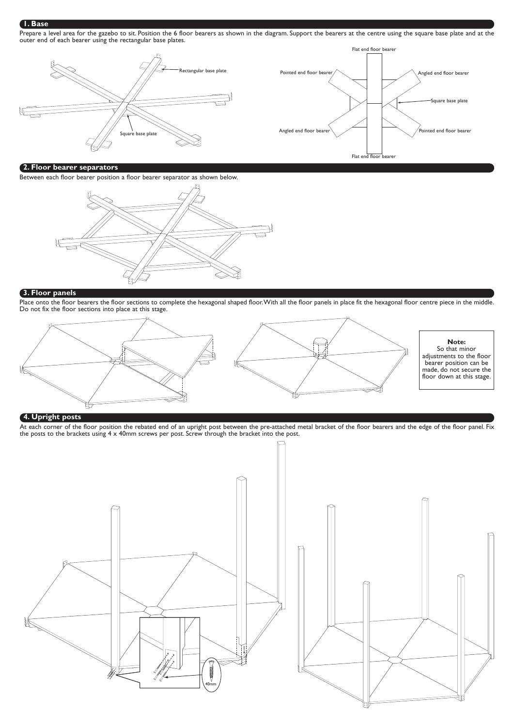## 1. Base

Prepare a level area for the gazebo to sit. Position the 6 floor bearers as shown in the diagram. Support the bearers at the centre using the square base plate and at the outer end of each bearer using the rectangular base plates.

Rectangular base plate

Square base plate

Flat end floor bearer

Pointed end floor bearer

Angled end floor bearer

Square base plate

Angled end floor bearer

Pointed end floor bearer

Flat end floor bearer

## 2. Floor bearer separators

Between each floor bearer position a floor bearer separator as shown below.

## 3. Floor panels

Place onto the floor bearers the floor sections to complete the hexagonal shaped floor. With all the floor panels in place fit the hexagonal floor centre piece in the middle. Do not fix the floor sections into place at this stage.

**Note:**
So that minor adjustments to the floor bearer position can be made, do not secure the floor down at this stage.

## 4. Upright posts

At each corner of the floor position the rebated end of an upright post between the pre-attached metal bracket of the floor bearers and the edge of the floor panel. Fix the posts to the brackets using 4 x 40mm screws per post. Screw through the bracket into the post.

40mm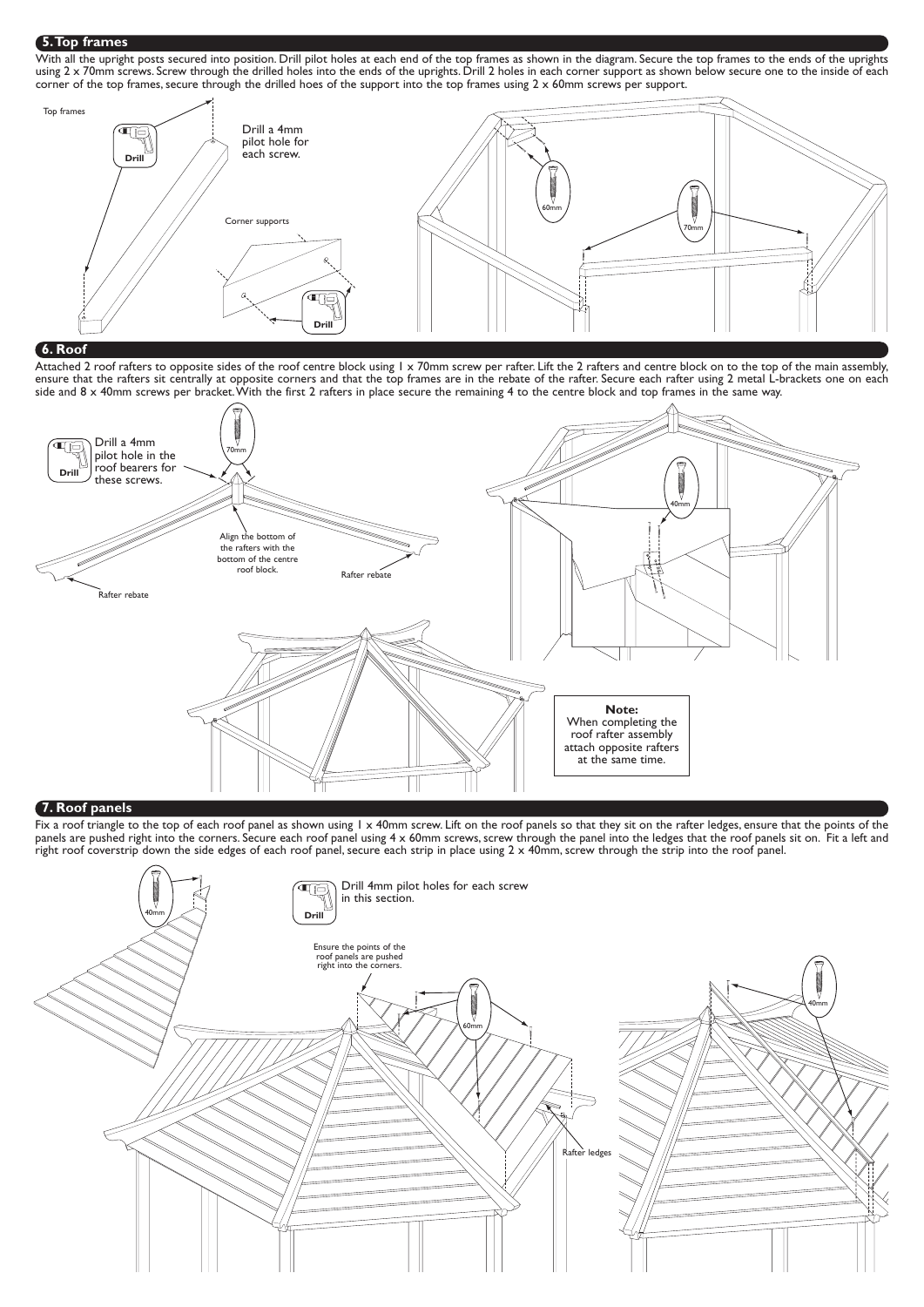## 5. Top frames

With all the upright posts secured into position. Drill pilot holes at each end of the top frames as shown in the diagram. Secure the top frames to the ends of the uprights using 2 x 70mm screws. Screw through the drilled holes into the ends of the uprights. Drill 2 holes in each corner support as shown below secure one to the inside of each corner of the top frames, secure through the drilled hoes of the support into the top frames using 2 x 60mm screws per support.

Top frames

Drill

Drill a 4mm pilot hole for each screw.

Corner supports

Drill

60mm

70mm

## 6. Roof

Attached 2 roof rafters to opposite sides of the roof centre block using 1 x 70mm screw per rafter. Lift the 2 rafters and centre block on to the top of the main assembly, ensure that the rafters sit centrally at opposite corners and that the top frames are in the rebate of the rafter. Secure each rafter using 2 metal L-brackets one on each side and 8 x 40mm screws per bracket. With the first 2 rafters in place secure the remaining 4 to the centre block and top frames in the same way.

Drill

Drill a 4mm pilot hole in the roof bearers for these screws.

70mm

Align the bottom of the rafters with the bottom of the centre roof block.

Rafter rebate

Rafter rebate

40mm

**Note:**
When completing the roof rafter assembly attach opposite rafters at the same time.

## 7. Roof panels

Fix a roof triangle to the top of each roof panel as shown using 1 x 40mm screw. Lift on the roof panels so that they sit on the rafter ledges, ensure that the points of the panels are pushed right into the corners. Secure each roof panel using 4 x 60mm screws, screw through the panel into the ledges that the roof panels sit on. Fit a left and right roof coverstrip down the side edges of each roof panel, secure each strip in place using 2 x 40mm, screw through the strip into the roof panel.

40mm

Drill

Drill 4mm pilot holes for each screw in this section.

Ensure the points of the roof panels are pushed right into the corners.

60mm

Rafter ledges

40mm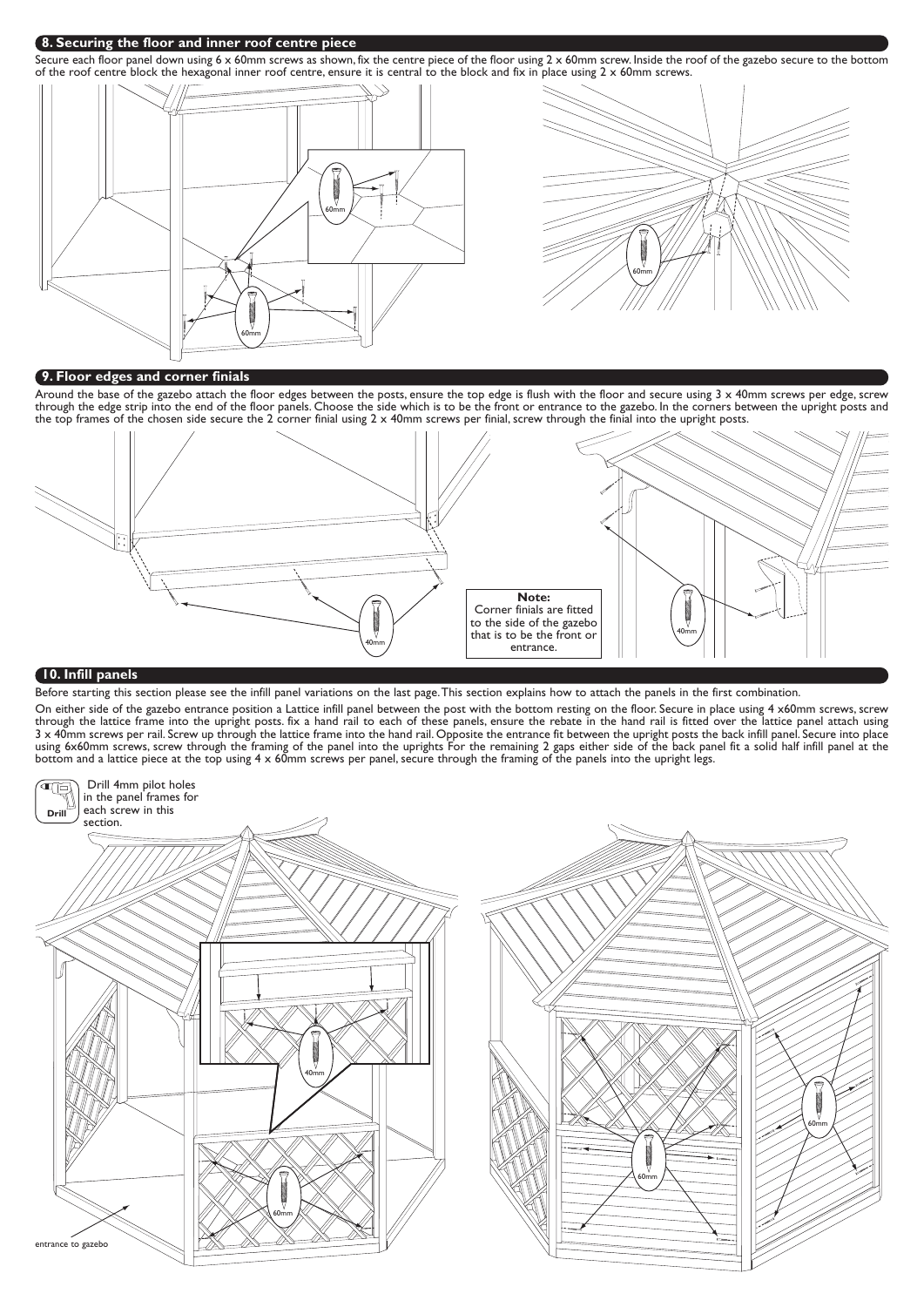## 8. Securing the floor and inner roof centre piece

Secure each floor panel down using 6 x 60mm screws as shown, fix the centre piece of the floor using 2 x 60mm screw. Inside the roof of the gazebo secure to the bottom of the roof centre block the hexagonal inner roof centre, ensure it is central to the block and fix in place using 2 x 60mm screws.

60mm

60mm

60mm

## 9. Floor edges and corner finials

Around the base of the gazebo attach the floor edges between the posts, ensure the top edge is flush with the floor and secure using 3 x 40mm screws per edge, screw through the edge strip into the end of the floor panels. Choose the side which is to be the front or entrance to the gazebo. In the corners between the upright posts and the top frames of the chosen side secure the 2 corner finial using 2 x 40mm screws per finial, screw through the finial into the upright posts.

40mm

**Note:**
Corner finials are fitted to the side of the gazebo that is to be the front or entrance.

40mm

## 10. Infill panels

Before starting this section please see the infill panel variations on the last page. This section explains how to attach the panels in the first combination.

On either side of the gazebo entrance position a Lattice infill panel between the post with the bottom resting on the floor. Secure in place using 4 x60mm screws, screw through the lattice frame into the upright posts. fix a hand rail to each of these panels, ensure the rebate in the hand rail is fitted over the lattice panel attach using 3 x 40mm screws per rail. Screw up through the lattice frame into the hand rail. Opposite the entrance fit between the upright posts the back infill panel. Secure into place using 6x60mm screws, screw through the framing of the panel into the uprights For the remaining 2 gaps either side of the back panel fit a solid half infill panel at the bottom and a lattice piece at the top using 4 x 60mm screws per panel, secure through the framing of the panels into the upright legs.

**Drill** Drill 4mm pilot holes in the panel frames for each screw in this section.

40mm

60mm

entrance to gazebo

60mm

60mm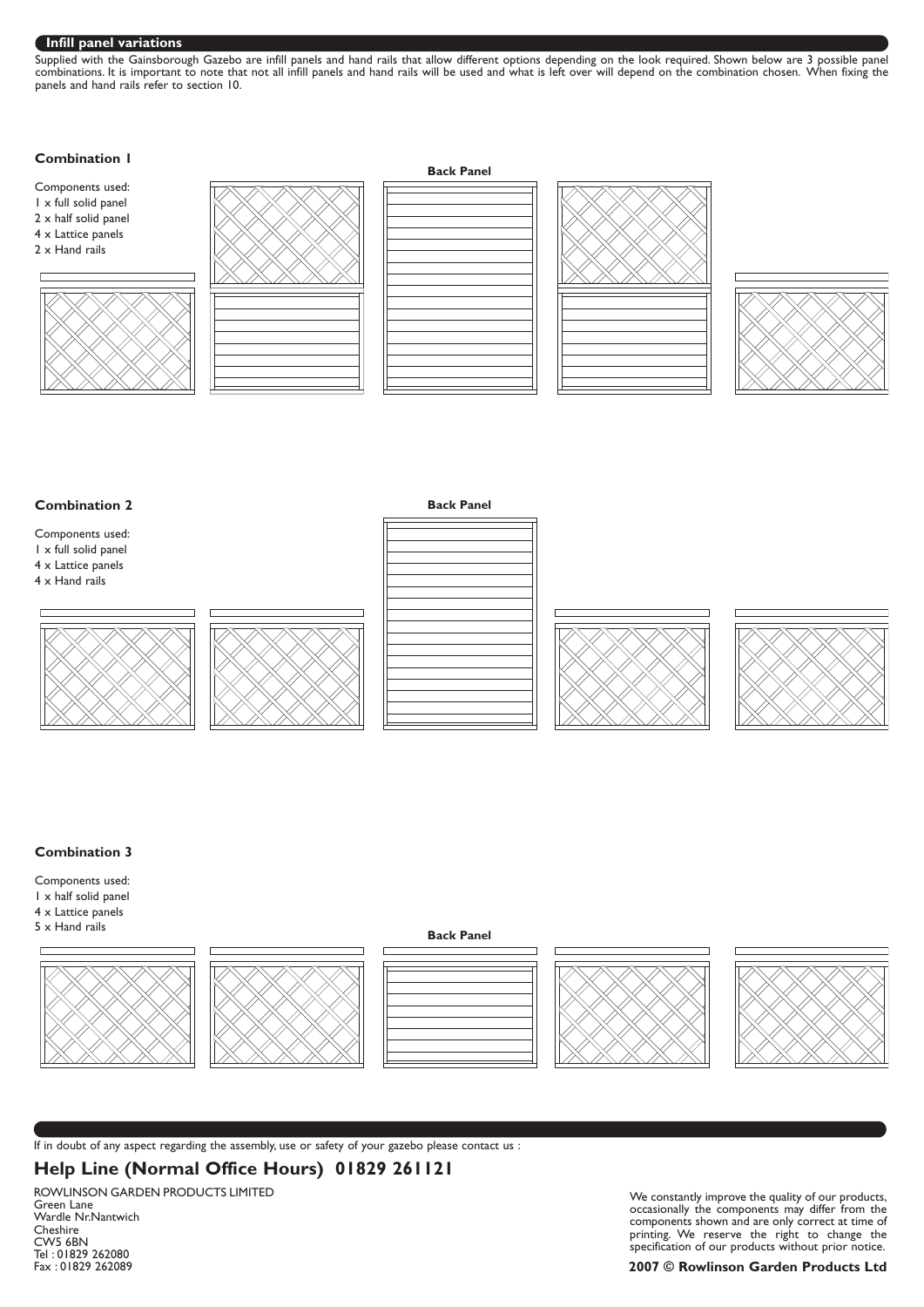## Infill panel variations

Supplied with the Gainsborough Gazebo are infill panels and hand rails that allow different options depending on the look required. Shown below are 3 possible panel combinations. It is important to note that not all infill panels and hand rails will be used and what is left over will depend on the combination chosen. When fixing the panels and hand rails refer to section 10.

### Combination 1

Components used:
1 x full solid panel
2 x half solid panel
4 x Lattice panels
2 x Hand rails

Back Panel

### Combination 2

Components used:
1 x full solid panel
4 x Lattice panels
4 x Hand rails

Back Panel

### Combination 3

Components used:
1 x half solid panel
4 x Lattice panels
5 x Hand rails

Back Panel

If in doubt of any aspect regarding the assembly, use or safety of your gazebo please contact us :

## Help Line (Normal Office Hours) 01829 261121

ROWLINSON GARDEN PRODUCTS LIMITED
Green Lane
Wardle Nr.Nantwich
Cheshire
CW5 6BN
Tel : 01829 262080
Fax : 01829 262089

We constantly improve the quality of our products, occasionally the components may differ from the components shown and are only correct at time of printing. We reserve the right to change the specification of our products without prior notice.

**2007 © Rowlinson Garden Products Ltd**